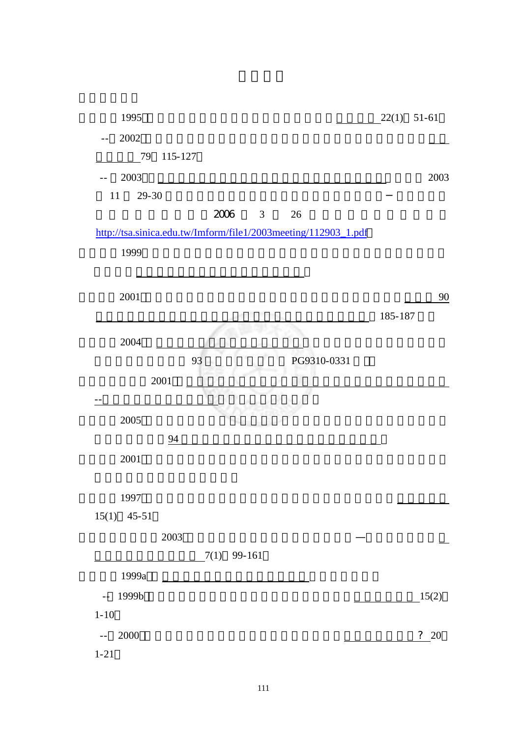1995 22(1) 51-61

-- 2002

79 115-127

-- 2003 2003

11 29-30 −

2006 3 26

http://tsa.sinica.edu.tw/Imform/file1/2003meeting/112903_1.pdf

1999

2001 90

185-187

2004

93 PG9310-0331

2001

--

2005

94

2001

1997

15(1) 45-51

2003 —

7(1) 99-161

1999a

-- 1999b 15(2)

1-10

-- 2000 ? 20

1-21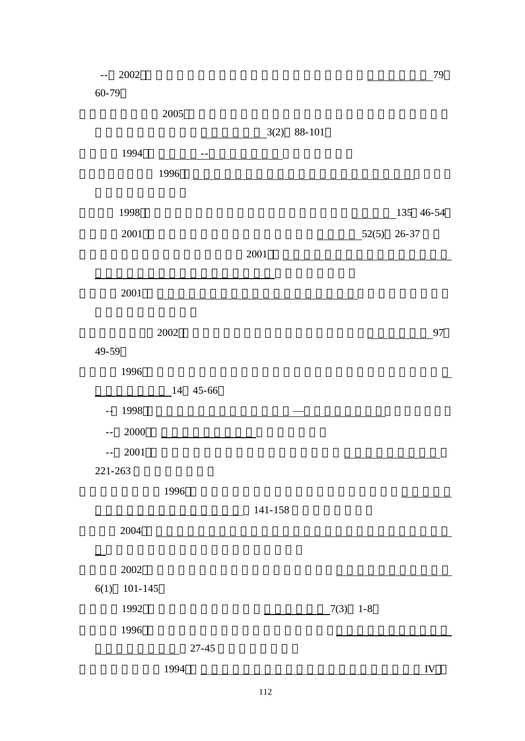--　2002　　79
60-79

2005　3(2)　88-101

1994　--

1996

1998　135　46-54

2001　52(5)　26-37

2001

2001

2002　97
49-59

1996
14　45-66

-- 1998　—

-- 2000

-- 2001
221-263

1996
141-158

2004

2002
6(1)　101-145

1992　7(3)　1-8

1996
27-45

1994　IV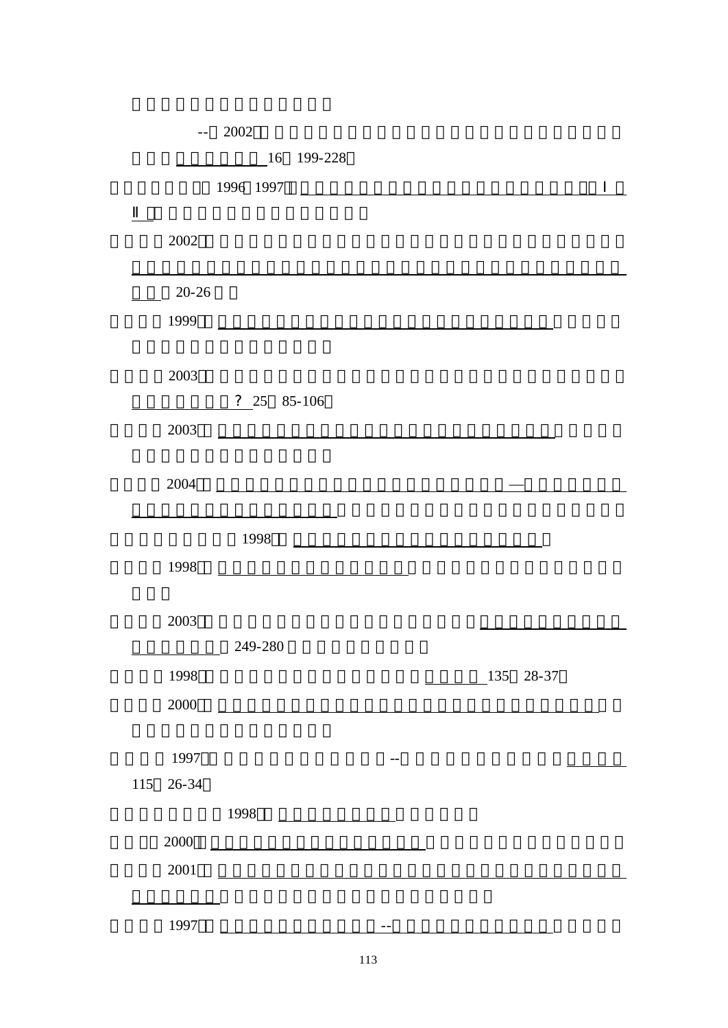--　2002

16　199-228

1996　1997

2002

20-26

1999

2003

? 25　85-106

2003

2004　—

1998

1998

2003

249-280

1998　135　28-37

2000

1997　--

115　26-34

1998

2000

2001

1997　--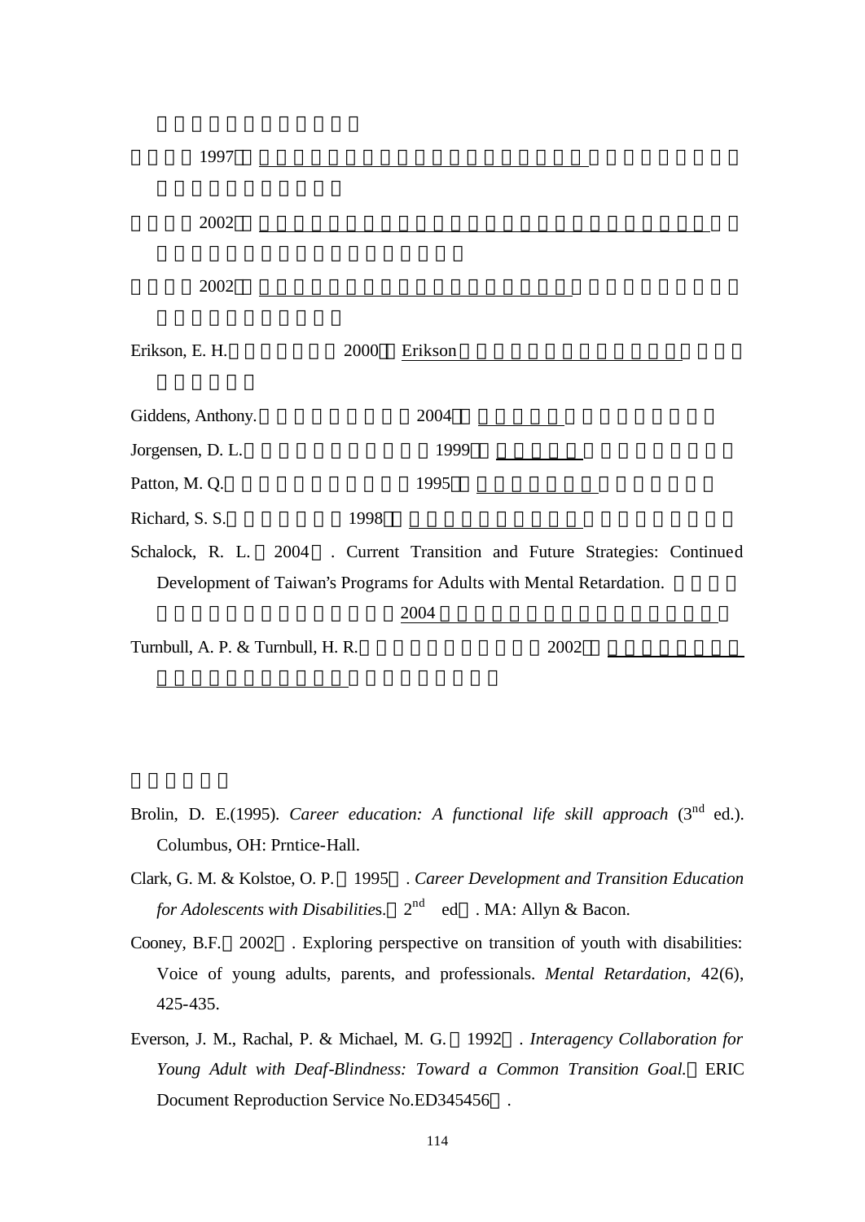1997

2002

2002

Erikson, E. H. 2000 Erikson

Giddens, Anthony. 2004

Jorgensen, D. L. 1999

Patton, M. Q. 1995

Richard, S. S. 1998

Schalock, R. L. 2004 . Current Transition and Future Strategies: Continued Development of Taiwan's Programs for Adults with Mental Retardation. 2004

Turnbull, A. P. & Turnbull, H. R. 2002

Brolin, D. E.(1995). *Career education: A functional life skill approach* (3nd ed.). Columbus, OH: Prntice-Hall.

Clark, G. M. & Kolstoe, O. P. 1995 . *Career Development and Transition Education for Adolescents with Disabilities*. 2nd ed . MA: Allyn & Bacon.

Cooney, B.F. 2002 . Exploring perspective on transition of youth with disabilities: Voice of young adults, parents, and professionals. *Mental Retardation*, 42(6), 425-435.

Everson, J. M., Rachal, P. & Michael, M. G. 1992 . *Interagency Collaboration for Young Adult with Deaf-Blindness: Toward a Common Transition Goal.* ERIC Document Reproduction Service No.ED345456 .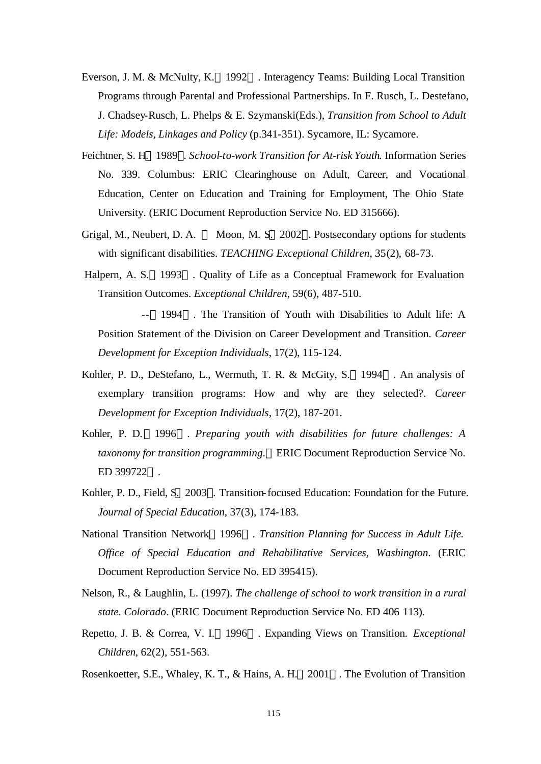Everson, J. M. & McNulty, K.（1992）. Interagency Teams: Building Local Transition Programs through Parental and Professional Partnerships. In F. Rusch, L. Destefano, J. Chadsey-Rusch, L. Phelps & E. Szymanski(Eds.), *Transition from School to Adult Life: Models, Linkages and Policy* (p.341-351). Sycamore, IL: Sycamore.

Feichtner, S. H.（1989）. *School-to-work Transition for At-risk Youth*. Information Series No. 339. Columbus: ERIC Clearinghouse on Adult, Career, and Vocational Education, Center on Education and Training for Employment, The Ohio State University. (ERIC Document Reproduction Service No. ED 315666).

Grigal, M., Neubert, D. A. ＆ Moon, M. S.（2002）. Postsecondary options for students with significant disabilities. *TEACHING Exceptional Children*, 35(2), 68-73.

Halpern, A. S.（1993）. Quality of Life as a Conceptual Framework for Evaluation Transition Outcomes. *Exceptional Children*, 59(6), 487-510.

--（1994）. The Transition of Youth with Disabilities to Adult life: A Position Statement of the Division on Career Development and Transition. *Career Development for Exception Individuals*, 17(2), 115-124.

Kohler, P. D., DeStefano, L., Wermuth, T. R. & McGity, S.（1994）. An analysis of exemplary transition programs: How and why are they selected?. *Career Development for Exception Individuals*, 17(2), 187-201.

Kohler, P. D.（1996）. *Preparing youth with disabilities for future challenges: A taxonomy for transition programming*.（ERIC Document Reproduction Service No. ED 399722）.

Kohler, P. D., Field, S.（2003）. Transition-focused Education: Foundation for the Future. *Journal of Special Education*, 37(3), 174-183.

National Transition Network（1996）. *Transition Planning for Success in Adult Life. Office of Special Education and Rehabilitative Services, Washington*. (ERIC Document Reproduction Service No. ED 395415).

Nelson, R., & Laughlin, L. (1997). *The challenge of school to work transition in a rural state. Colorado*. (ERIC Document Reproduction Service No. ED 406 113).

Repetto, J. B. & Correa, V. I.（1996）. Expanding Views on Transition. *Exceptional Children*, 62(2), 551-563.

Rosenkoetter, S.E., Whaley, K. T., & Hains, A. H.（2001）. The Evolution of Transition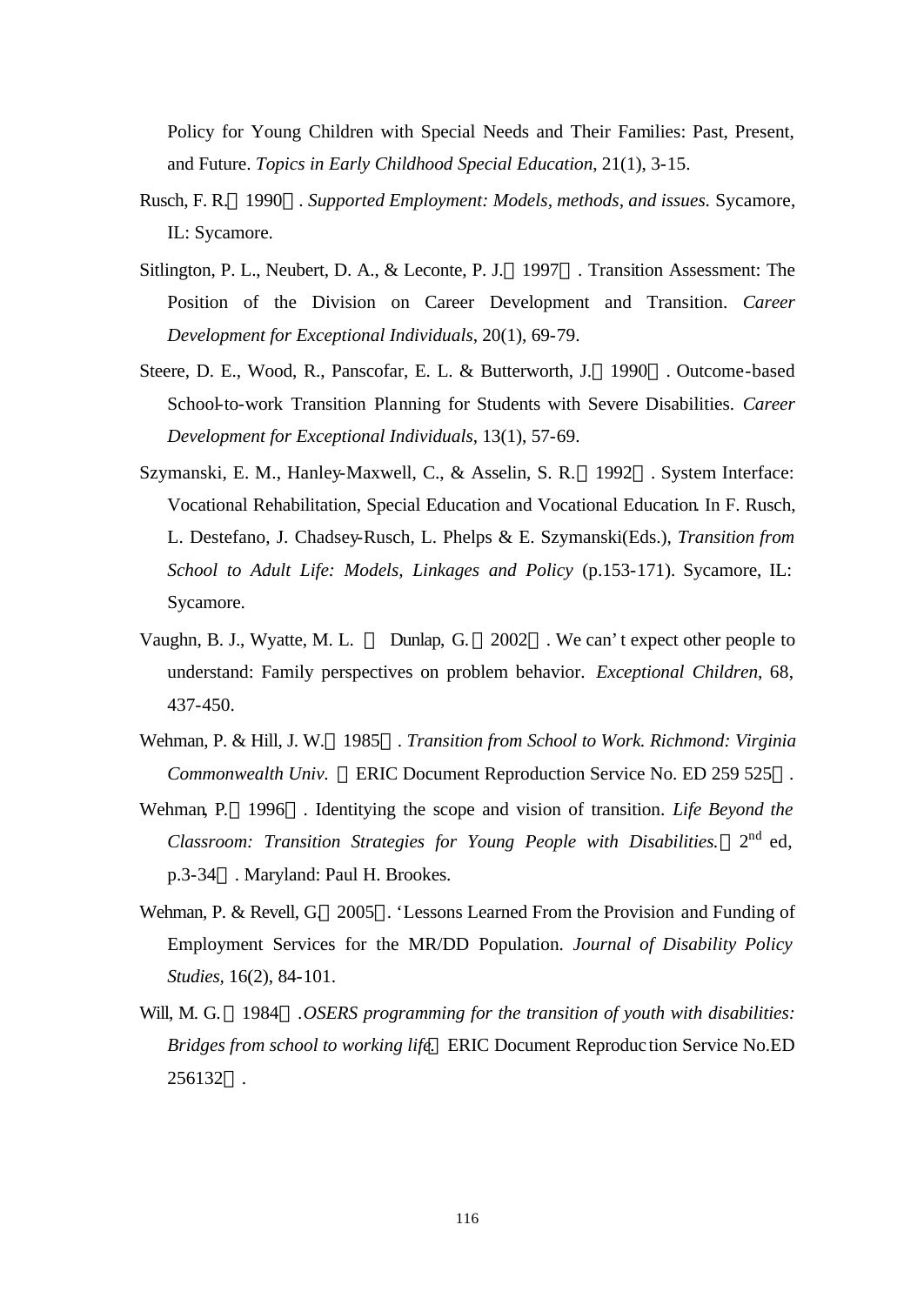Policy for Young Children with Special Needs and Their Families: Past, Present, and Future. *Topics in Early Childhood Special Education*, 21(1), 3-15.

Rusch, F. R.（1990）. *Supported Employment: Models, methods, and issues*. Sycamore, IL: Sycamore.

Sitlington, P. L., Neubert, D. A., & Leconte, P. J.（1997）. Transition Assessment: The Position of the Division on Career Development and Transition. *Career Development for Exceptional Individuals*, 20(1), 69-79.

Steere, D. E., Wood, R., Panscofar, E. L. & Butterworth, J.（1990）. Outcome-based School-to-work Transition Planning for Students with Severe Disabilities. *Career Development for Exceptional Individuals*, 13(1), 57-69.

Szymanski, E. M., Hanley-Maxwell, C., & Asselin, S. R.（1992）. System Interface: Vocational Rehabilitation, Special Education and Vocational Education. In F. Rusch, L. Destefano, J. Chadsey-Rusch, L. Phelps & E. Szymanski(Eds.), *Transition from School to Adult Life: Models, Linkages and Policy* (p.153-171). Sycamore, IL: Sycamore.

Vaughn, B. J., Wyatte, M. L. ＆ Dunlap, G.（2002）. We can' t expect other people to understand: Family perspectives on problem behavior. *Exceptional Children*, 68, 437-450.

Wehman, P. & Hill, J. W.（1985）. *Transition from School to Work. Richmond: Virginia Commonwealth Univ*. （ERIC Document Reproduction Service No. ED 259 525）.

Wehman, P.（1996）. Identitying the scope and vision of transition. *Life Beyond the Classroom: Transition Strategies for Young People with Disabilities.*（2nd ed, p.3-34）. Maryland: Paul H. Brookes.

Wehman, P. & Revell, G（2005）. 'Lessons Learned From the Provision and Funding of Employment Services for the MR/DD Population. *Journal of Disability Policy Studies*, 16(2), 84-101.

Will, M. G.（1984）.*OSERS programming for the transition of youth with disabilities: Bridges from school to working life*.（ERIC Document Reproduction Service No.ED 256132）.